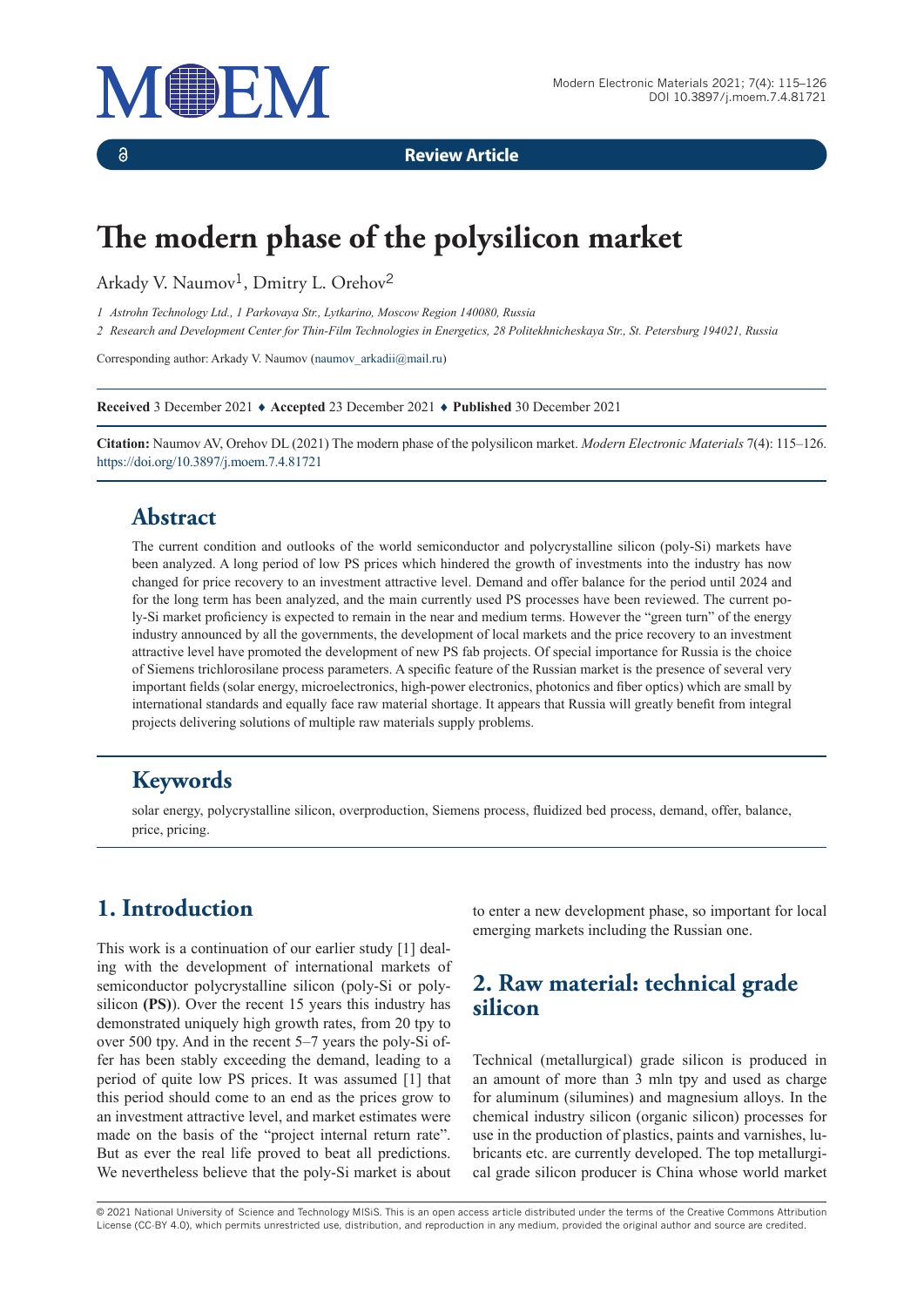Review Article

# The modern phase of the polysilicon market

Arkady V. Naumov[1], Dmitry L. Orehov[2]

*1 Astrohn Technology Ltd., 1 Parkovaya Str., Lytkarino, Moscow Region 140080, Russia*

*2 Research and Development Center for Thin-Film Technologies in Energetics, 28 Politekhnicheskaya Str., St. Petersburg 194021, Russia*

Corresponding author: Arkady V. Naumov (naumov_arkadii@mail.ru)

**Received** 3 December 2021 ♦ **Accepted** 23 December 2021 ♦ **Published** 30 December 2021

**Citation:** Naumov AV, Orehov DL (2021) The modern phase of the polysilicon market. *Modern Electronic Materials* 7(4): 115–126. https://doi.org/10.3897/j.moem.7.4.81721

## Abstract

The current condition and outlooks of the world semiconductor and polycrystalline silicon (poly-Si) markets have been analyzed. A long period of low PS prices which hindered the growth of investments into the industry has now changed for price recovery to an investment attractive level. Demand and offer balance for the period until 2024 and for the long term has been analyzed, and the main currently used PS processes have been reviewed. The current poly-Si market proficiency is expected to remain in the near and medium terms. However the "green turn" of the energy industry announced by all the governments, the development of local markets and the price recovery to an investment attractive level have promoted the development of new PS fab projects. Of special importance for Russia is the choice of Siemens trichlorosilane process parameters. A specific feature of the Russian market is the presence of several very important fields (solar energy, microelectronics, high-power electronics, photonics and fiber optics) which are small by international standards and equally face raw material shortage. It appears that Russia will greatly benefit from integral projects delivering solutions of multiple raw materials supply problems.

## Keywords

solar energy, polycrystalline silicon, overproduction, Siemens process, fluidized bed process, demand, offer, balance, price, pricing.

## 1. Introduction

This work is a continuation of our earlier study [1] dealing with the development of international markets of semiconductor polycrystalline silicon (poly-Si or polysilicon **(PS)**). Over the recent 15 years this industry has demonstrated uniquely high growth rates, from 20 tpy to over 500 tpy. And in the recent 5–7 years the poly-Si offer has been stably exceeding the demand, leading to a period of quite low PS prices. It was assumed [1] that this period should come to an end as the prices grow to an investment attractive level, and market estimates were made on the basis of the "project internal return rate". But as ever the real life proved to beat all predictions. We nevertheless believe that the poly-Si market is about to enter a new development phase, so important for local emerging markets including the Russian one.

## 2. Raw material: technical grade silicon

Technical (metallurgical) grade silicon is produced in an amount of more than 3 mln tpy and used as charge for aluminum (silumines) and magnesium alloys. In the chemical industry silicon (organic silicon) processes for use in the production of plastics, paints and varnishes, lubricants etc. are currently developed. The top metallurgical grade silicon producer is China whose world market

© 2021 National University of Science and Technology MISiS. This is an open access article distributed under the terms of the Creative Commons Attribution License (CC-BY 4.0), which permits unrestricted use, distribution, and reproduction in any medium, provided the original author and source are credited.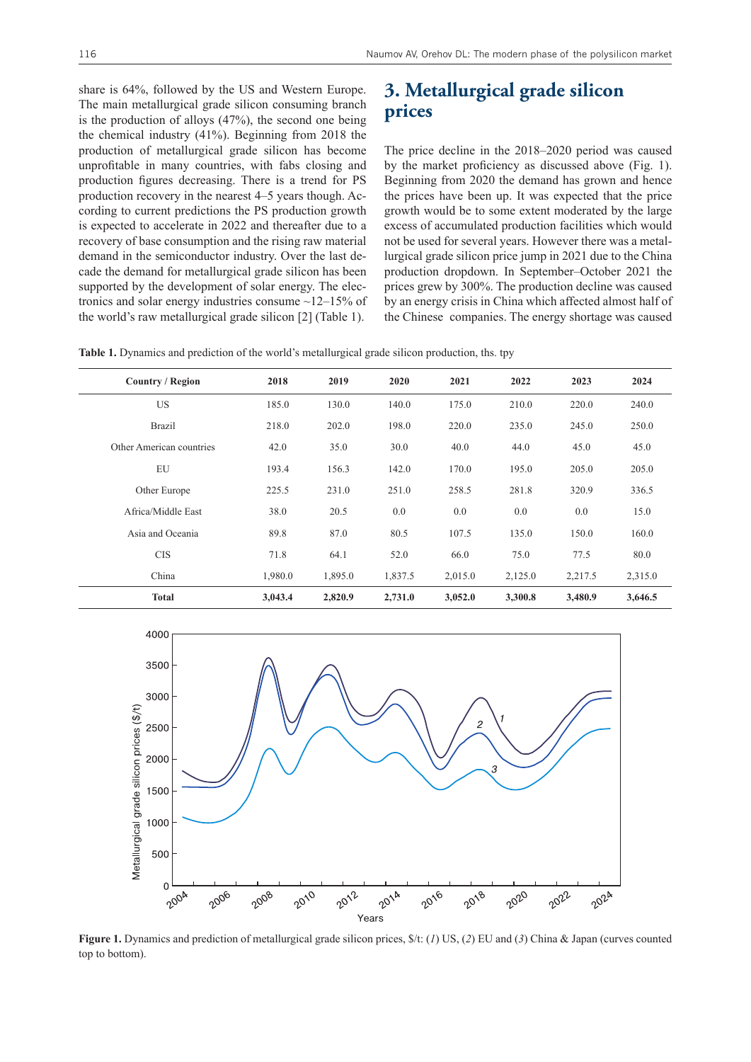share is 64%, followed by the US and Western Europe. The main metallurgical grade silicon consuming branch is the production of alloys (47%), the second one being the chemical industry (41%). Beginning from 2018 the production of metallurgical grade silicon has become unprofitable in many countries, with fabs closing and production figures decreasing. There is a trend for PS production recovery in the nearest 4–5 years though. According to current predictions the PS production growth is expected to accelerate in 2022 and thereafter due to a recovery of base consumption and the rising raw material demand in the semiconductor industry. Over the last decade the demand for metallurgical grade silicon has been supported by the development of solar energy. The electronics and solar energy industries consume ~12–15% of the world's raw metallurgical grade silicon [2] (Table 1).

## 3. Metallurgical grade silicon prices

The price decline in the 2018–2020 period was caused by the market proficiency as discussed above (Fig. 1). Beginning from 2020 the demand has grown and hence the prices have been up. It was expected that the price growth would be to some extent moderated by the large excess of accumulated production facilities which would not be used for several years. However there was a metallurgical grade silicon price jump in 2021 due to the China production dropdown. In September–October 2021 the prices grew by 300%. The production decline was caused by an energy crisis in China which affected almost half of the Chinese companies. The energy shortage was caused

**Table 1.** Dynamics and prediction of the world's metallurgical grade silicon production, ths. tpy

| Country / Region | 2018 | 2019 | 2020 | 2021 | 2022 | 2023 | 2024 |
|---|---|---|---|---|---|---|---|
| US | 185.0 | 130.0 | 140.0 | 175.0 | 210.0 | 220.0 | 240.0 |
| Brazil | 218.0 | 202.0 | 198.0 | 220.0 | 235.0 | 245.0 | 250.0 |
| Other American countries | 42.0 | 35.0 | 30.0 | 40.0 | 44.0 | 45.0 | 45.0 |
| EU | 193.4 | 156.3 | 142.0 | 170.0 | 195.0 | 205.0 | 205.0 |
| Other Europe | 225.5 | 231.0 | 251.0 | 258.5 | 281.8 | 320.9 | 336.5 |
| Africa/Middle East | 38.0 | 20.5 | 0.0 | 0.0 | 0.0 | 0.0 | 15.0 |
| Asia and Oceania | 89.8 | 87.0 | 80.5 | 107.5 | 135.0 | 150.0 | 160.0 |
| CIS | 71.8 | 64.1 | 52.0 | 66.0 | 75.0 | 77.5 | 80.0 |
| China | 1,980.0 | 1,895.0 | 1,837.5 | 2,015.0 | 2,125.0 | 2,217.5 | 2,315.0 |
| **Total** | **3,043.4** | **2,820.9** | **2,731.0** | **3,052.0** | **3,300.8** | **3,480.9** | **3,646.5** |

**Figure 1.** Dynamics and prediction of metallurgical grade silicon prices, \$/t: (*1*) US, (*2*) EU and (*3*) China & Japan (curves counted top to bottom).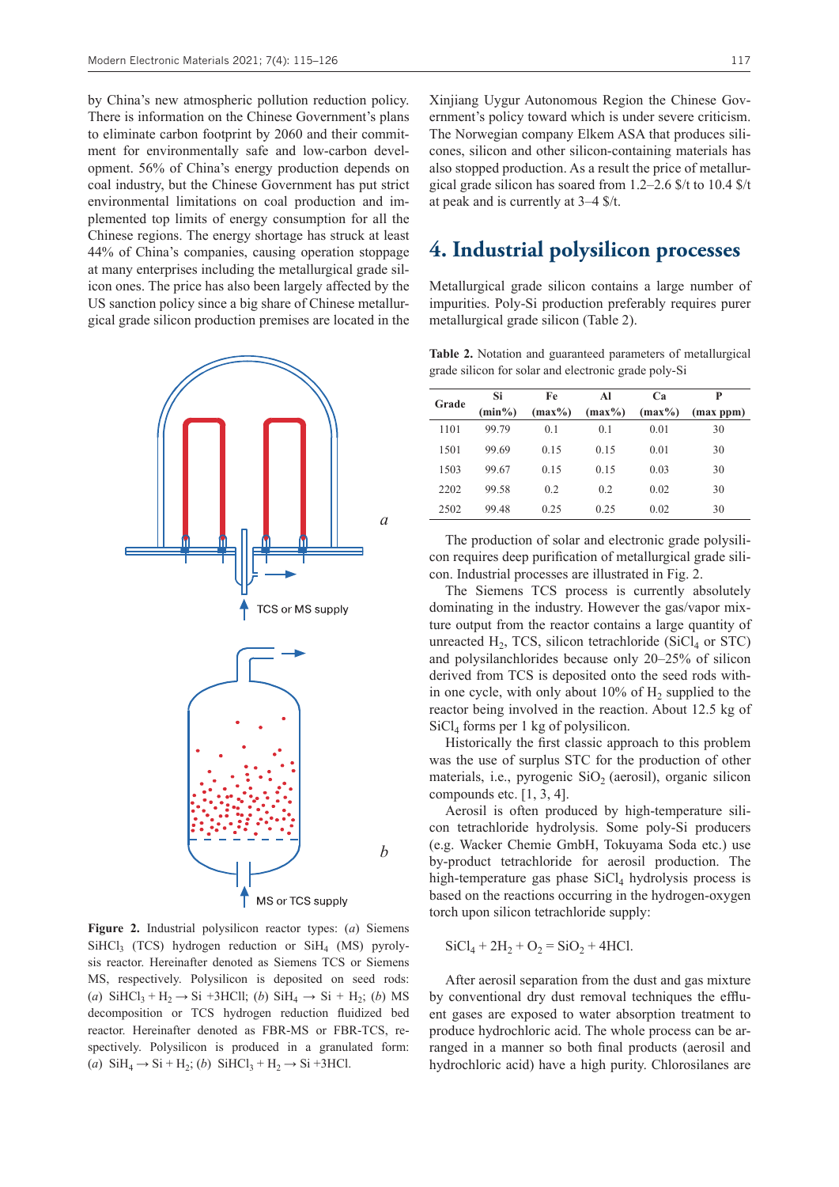by China's new atmospheric pollution reduction policy. There is information on the Chinese Government's plans to eliminate carbon footprint by 2060 and their commitment for environmentally safe and low-carbon development. 56% of China's energy production depends on coal industry, but the Chinese Government has put strict environmental limitations on coal production and implemented top limits of energy consumption for all the Chinese regions. The energy shortage has struck at least 44% of China's companies, causing operation stoppage at many enterprises including the metallurgical grade silicon ones. The price has also been largely affected by the US sanction policy since a big share of Chinese metallurgical grade silicon production premises are located in the Xinjiang Uygur Autonomous Region the Chinese Government's policy toward which is under severe criticism. The Norwegian company Elkem ASA that produces silicones, silicon and other silicon-containing materials has also stopped production. As a result the price of metallurgical grade silicon has soared from 1.2–2.6 $/t to 10.4 $/t at peak and is currently at 3–4 $/t.

Figure 2. Industrial polysilicon reactor types: (*a*) Siemens $SiHCl_3$ (TCS) hydrogen reduction or $SiH_4$ (MS) pyrolysis reactor. Hereinafter denoted as Siemens TCS or Siemens MS, respectively. Polysilicon is deposited on seed rods: (*a*) $SiHCl_3 + H_2 \rightarrow Si + 3HCl$; (*b*) $SiH_4 \rightarrow Si + H_2$; (*b*) MS decomposition or TCS hydrogen reduction fluidized bed reactor. Hereinafter denoted as FBR-MS or FBR-TCS, respectively. Polysilicon is produced in a granulated form: (*a*) $SiH_4 \rightarrow Si + H_2$; (*b*) $SiHCl_3 + H_2 \rightarrow Si + 3HCl$.

# 4. Industrial polysilicon processes

Metallurgical grade silicon contains a large number of impurities. Poly-Si production preferably requires purer metallurgical grade silicon (Table 2).

**Table 2.** Notation and guaranteed parameters of metallurgical grade silicon for solar and electronic grade poly-Si

| Grade | Si (min%) | Fe (max%) | Al (max%) | Ca (max%) | P (max ppm) |
|---|---|---|---|---|---|
| 1101 | 99.79 | 0.1 | 0.1 | 0.01 | 30 |
| 1501 | 99.69 | 0.15 | 0.15 | 0.01 | 30 |
| 1503 | 99.67 | 0.15 | 0.15 | 0.03 | 30 |
| 2202 | 99.58 | 0.2 | 0.2 | 0.02 | 30 |
| 2502 | 99.48 | 0.25 | 0.25 | 0.02 | 30 |

The production of solar and electronic grade polysilicon requires deep purification of metallurgical grade silicon. Industrial processes are illustrated in Fig. 2.

The Siemens TCS process is currently absolutely dominating in the industry. However the gas/vapor mixture output from the reactor contains a large quantity of unreacted $H_2$, TCS, silicon tetrachloride ($SiCl_4$ or STC) and polysilanchlorides because only 20–25% of silicon derived from TCS is deposited onto the seed rods within one cycle, with only about 10% of $H_2$ supplied to the reactor being involved in the reaction. About 12.5 kg of $SiCl_4$ forms per 1 kg of polysilicon.

Historically the first classic approach to this problem was the use of surplus STC for the production of other materials, i.e., pyrogenic $SiO_2$ (aerosil), organic silicon compounds etc. [1, 3, 4].

Aerosil is often produced by high-temperature silicon tetrachloride hydrolysis. Some poly-Si producers (e.g. Wacker Chemie GmbH, Tokuyama Soda etc.) use by-product tetrachloride for aerosil production. The high-temperature gas phase $SiCl_4$ hydrolysis process is based on the reactions occurring in the hydrogen-oxygen torch upon silicon tetrachloride supply:

$$SiCl_4 + 2H_2 + O_2 = SiO_2 + 4HCl.$$

After aerosil separation from the dust and gas mixture by conventional dry dust removal techniques the effluent gases are exposed to water absorption treatment to produce hydrochloric acid. The whole process can be arranged in a manner so both final products (aerosil and hydrochloric acid) have a high purity. Chlorosilanes are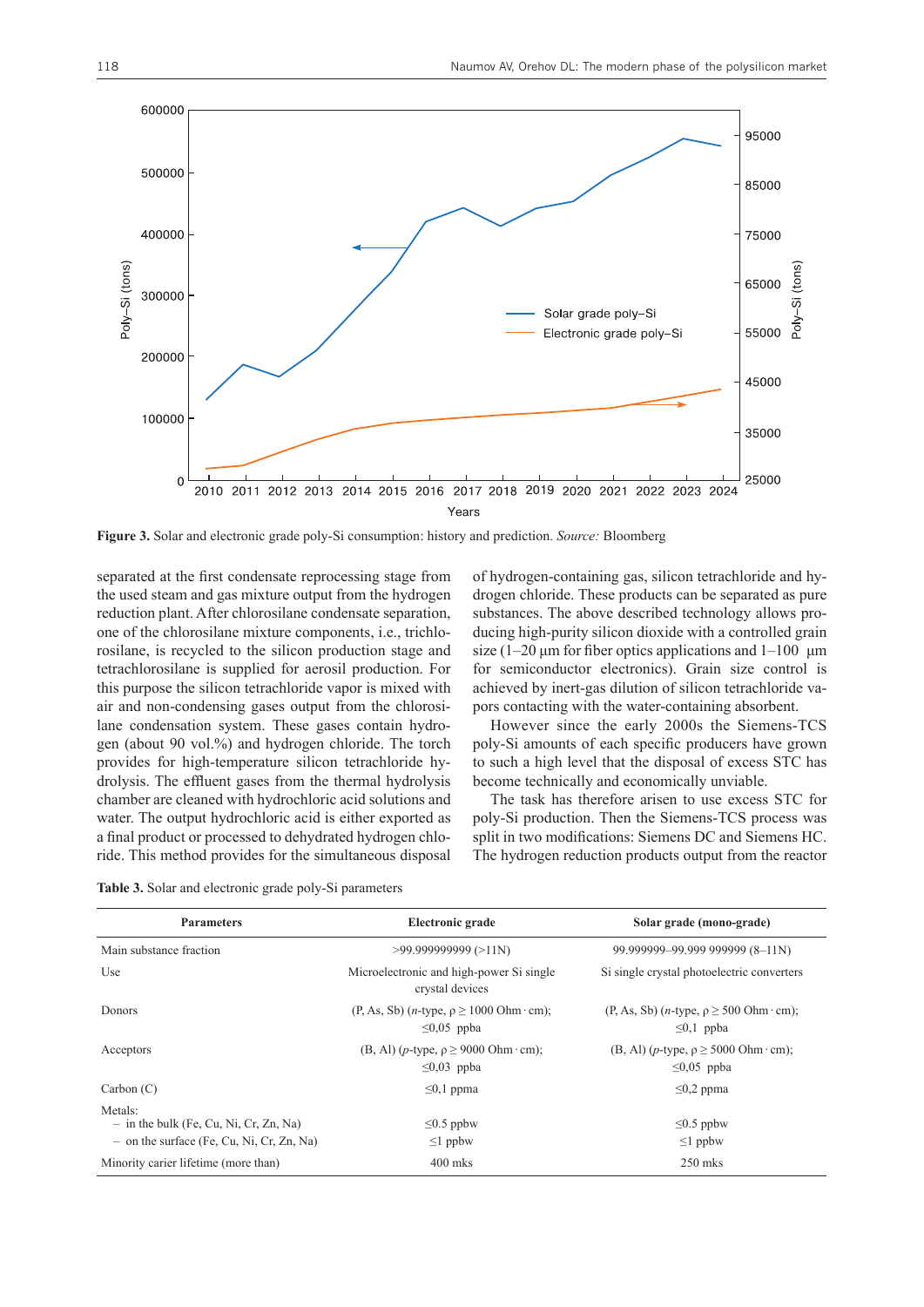**Figure 3.** Solar and electronic grade poly-Si consumption: history and prediction. *Source:* Bloomberg

separated at the first condensate reprocessing stage from the used steam and gas mixture output from the hydrogen reduction plant. After chlorosilane condensate separation, one of the chlorosilane mixture components, i.e., trichlorosilane, is recycled to the silicon production stage and tetrachlorosilane is supplied for aerosil production. For this purpose the silicon tetrachloride vapor is mixed with air and non-condensing gases output from the chlorosilane condensation system. These gases contain hydrogen (about 90 vol.%) and hydrogen chloride. The torch provides for high-temperature silicon tetrachloride hydrolysis. The effluent gases from the thermal hydrolysis chamber are cleaned with hydrochloric acid solutions and water. The output hydrochloric acid is either exported as a final product or processed to dehydrated hydrogen chloride. This method provides for the simultaneous disposal of hydrogen-containing gas, silicon tetrachloride and hydrogen chloride. These products can be separated as pure substances. The above described technology allows producing high-purity silicon dioxide with a controlled grain size (1–20 μm for fiber optics applications and 1–100 μm for semiconductor electronics). Grain size control is achieved by inert-gas dilution of silicon tetrachloride vapors contacting with the water-containing absorbent.

However since the early 2000s the Siemens-TCS poly-Si amounts of each specific producers have grown to such a high level that the disposal of excess STC has become technically and economically unviable.

The task has therefore arisen to use excess STC for poly-Si production. Then the Siemens-TCS process was split in two modifications: Siemens DC and Siemens HC. The hydrogen reduction products output from the reactor

**Table 3.** Solar and electronic grade poly-Si parameters

| Parameters | Electronic grade | Solar grade (mono-grade) |
|---|---|---|
| Main substance fraction | >99.999999999 (>11N) | 99.999999–99.999 999999 (8–11N) |
| Use | Microelectronic and high-power Si single crystal devices | Si single crystal photoelectric converters |
| Donors | (P, As, Sb) (*n*-type, ρ ≥ 1000 Ohm · cm); ≤0,05 ppba | (P, As, Sb) (*n*-type, ρ ≥ 500 Ohm · cm); ≤0,1 ppba |
| Acceptors | (B, Al) (*p*-type, ρ ≥ 9000 Ohm · cm); ≤0,03 ppba | (B, Al) (*p*-type, ρ ≥ 5000 Ohm · cm); ≤0,05 ppba |
| Carbon (C) | ≤0,1 ppma | ≤0,2 ppma |
| Metals: | | |
| – in the bulk (Fe, Cu, Ni, Cr, Zn, Na) | ≤0.5 ppbw | ≤0.5 ppbw |
| – on the surface (Fe, Cu, Ni, Cr, Zn, Na) | ≤1 ppbw | ≤1 ppbw |
| Minority carier lifetime (more than) | 400 mks | 250 mks |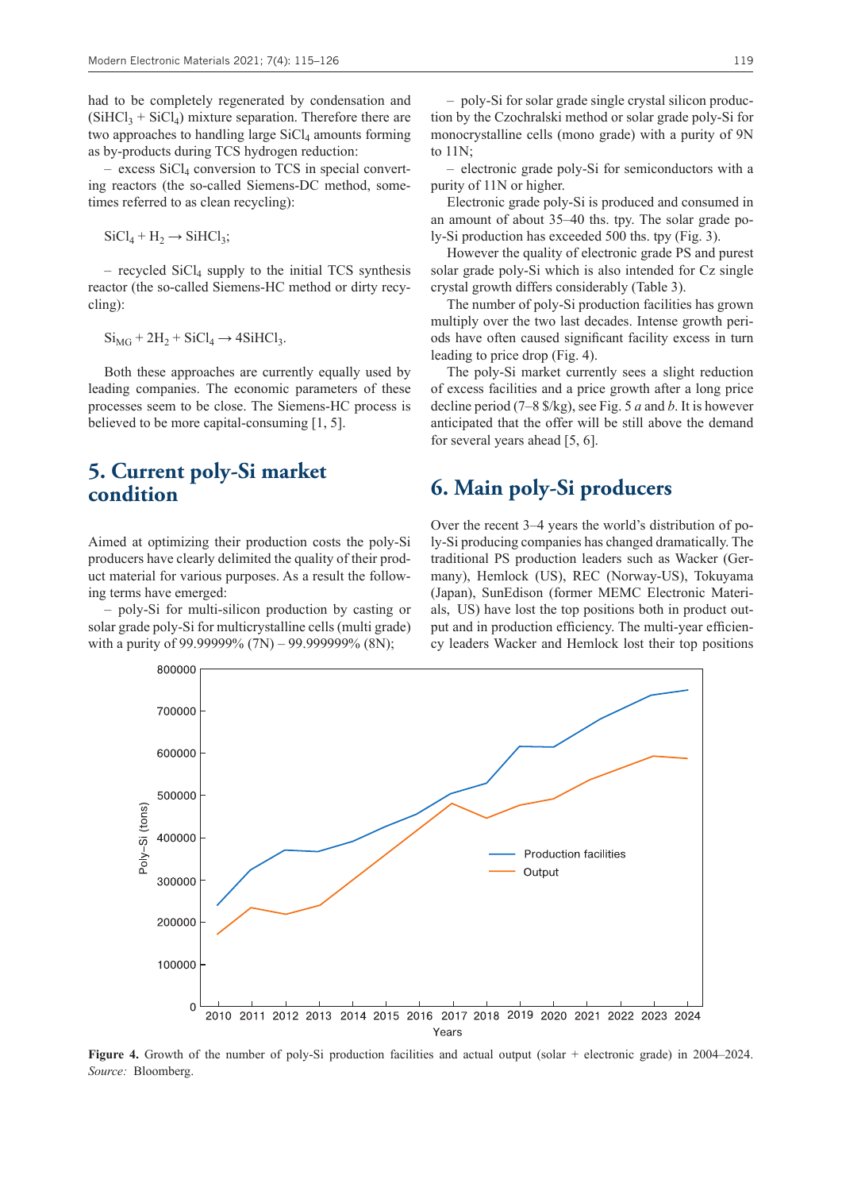had to be completely regenerated by condensation and ($SiHCl_3$ + $SiCl_4$) mixture separation. Therefore there are two approaches to handling large $SiCl_4$ amounts forming as by-products during TCS hydrogen reduction:

– excess $SiCl_4$ conversion to TCS in special converting reactors (the so-called Siemens-DC method, sometimes referred to as clean recycling):

$$SiCl_4 + H_2 \rightarrow SiHCl_3;$$

– recycled $SiCl_4$ supply to the initial TCS synthesis reactor (the so-called Siemens-HC method or dirty recycling):

$$Si_{MG} + 2H_2 + SiCl_4 \rightarrow 4SiHCl_3.$$

Both these approaches are currently equally used by leading companies. The economic parameters of these processes seem to be close. The Siemens-HC process is believed to be more capital-consuming [1, 5].

## 5. Current poly-Si market condition

Aimed at optimizing their production costs the poly-Si producers have clearly delimited the quality of their product material for various purposes. As a result the following terms have emerged:

– poly-Si for multi-silicon production by casting or solar grade poly-Si for multicrystalline cells (multi grade) with a purity of 99.99999% (7N) – 99.999999% (8N);

– poly-Si for solar grade single crystal silicon production by the Czochralski method or solar grade poly-Si for monocrystalline cells (mono grade) with a purity of 9N to 11N;

– electronic grade poly-Si for semiconductors with a purity of 11N or higher.

Electronic grade poly-Si is produced and consumed in an amount of about 35–40 ths. tpy. The solar grade poly-Si production has exceeded 500 ths. tpy (Fig. 3).

However the quality of electronic grade PS and purest solar grade poly-Si which is also intended for Cz single crystal growth differs considerably (Table 3).

The number of poly-Si production facilities has grown multiply over the two last decades. Intense growth periods have often caused significant facility excess in turn leading to price drop (Fig. 4).

The poly-Si market currently sees a slight reduction of excess facilities and a price growth after a long price decline period (7–8 \$/kg), see Fig. 5 *a* and *b*. It is however anticipated that the offer will be still above the demand for several years ahead [5, 6].

## 6. Main poly-Si producers

Over the recent 3–4 years the world's distribution of poly-Si producing companies has changed dramatically. The traditional PS production leaders such as Wacker (Germany), Hemlock (US), REC (Norway-US), Tokuyama (Japan), SunEdison (former MEMC Electronic Materials, US) have lost the top positions both in product output and in production efficiency. The multi-year efficiency leaders Wacker and Hemlock lost their top positions

**Figure 4.** Growth of the number of poly-Si production facilities and actual output (solar + electronic grade) in 2004–2024. *Source:* Bloomberg.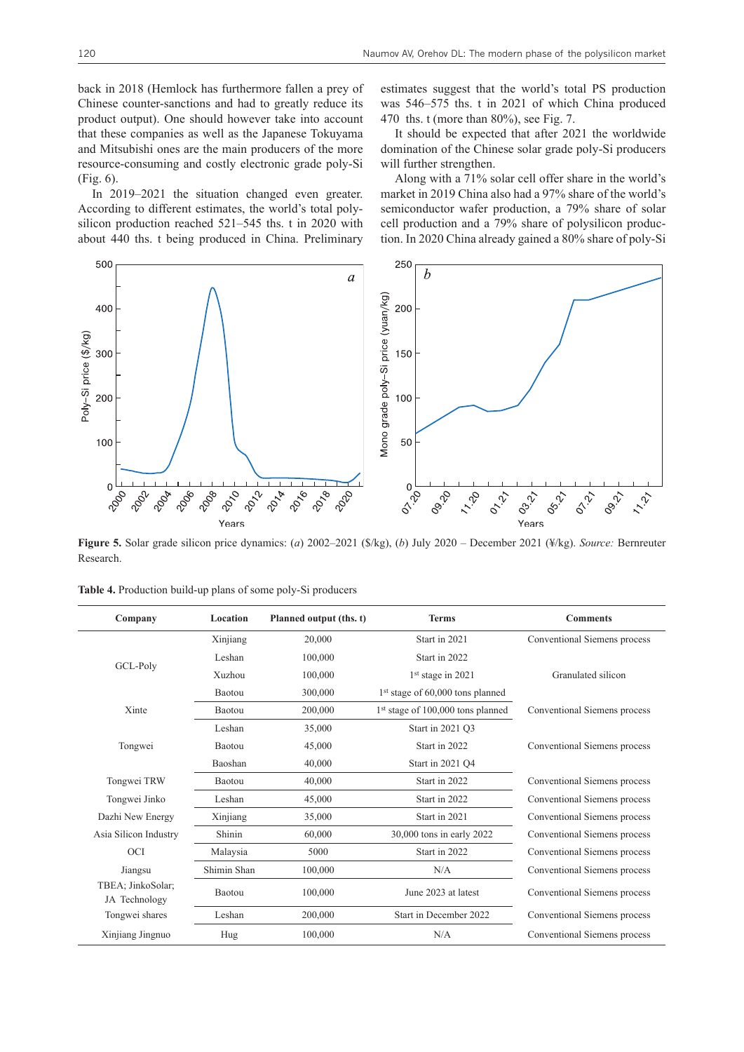back in 2018 (Hemlock has furthermore fallen a prey of Chinese counter-sanctions and had to greatly reduce its product output). One should however take into account that these companies as well as the Japanese Tokuyama and Mitsubishi ones are the main producers of the more resource-consuming and costly electronic grade poly-Si (Fig. 6).

In 2019–2021 the situation changed even greater. According to different estimates, the world's total polysilicon production reached 521–545 ths. t in 2020 with about 440 ths. t being produced in China. Preliminary estimates suggest that the world's total PS production was 546–575 ths. t in 2021 of which China produced 470 ths. t (more than 80%), see Fig. 7.

It should be expected that after 2021 the worldwide domination of the Chinese solar grade poly-Si producers will further strengthen.

Along with a 71% solar cell offer share in the world's market in 2019 China also had a 97% share of the world's semiconductor wafer production, a 79% share of solar cell production and a 79% share of polysilicon production. In 2020 China already gained a 80% share of poly-Si

**Figure 5.** Solar grade silicon price dynamics: (*a*) 2002–2021 ($/kg), (*b*) July 2020 – December 2021 (¥/kg). *Source:* Bernreuter Research.

**Table 4.** Production build-up plans of some poly-Si producers

| Company | Location | Planned output (ths. t) | Terms | Comments |
|---|---|---|---|---|
| GCL-Poly | Xinjiang | 20,000 | Start in 2021 | Conventional Siemens process |
| | Leshan | 100,000 | Start in 2022 | Granulated silicon |
| | Xuzhou | 100,000 | 1st stage in 2021 | |
| | Baotou | 300,000 | 1st stage of 60,000 tons planned | |
| Xinte | Baotou | 200,000 | 1st stage of 100,000 tons planned | Conventional Siemens process |
| Tongwei | Leshan | 35,000 | Start in 2021 Q3 | Conventional Siemens process |
| | Baotou | 45,000 | Start in 2022 | |
| | Baoshan | 40,000 | Start in 2021 Q4 | |
| Tongwei TRW | Baotou | 40,000 | Start in 2022 | Conventional Siemens process |
| Tongwei Jinko | Leshan | 45,000 | Start in 2022 | Conventional Siemens process |
| Dazhi New Energy | Xinjiang | 35,000 | Start in 2021 | Conventional Siemens process |
| Asia Silicon Industry | Shinin | 60,000 | 30,000 tons in early 2022 | Conventional Siemens process |
| OCI | Malaysia | 5000 | Start in 2022 | Conventional Siemens process |
| Jiangsu | Shimin Shan | 100,000 | N/A | Conventional Siemens process |
| TBEA; JinkoSolar; JA Technology | Baotou | 100,000 | June 2023 at latest | Conventional Siemens process |
| Tongwei shares | Leshan | 200,000 | Start in December 2022 | Conventional Siemens process |
| Xinjiang Jingnuo | Hug | 100,000 | N/A | Conventional Siemens process |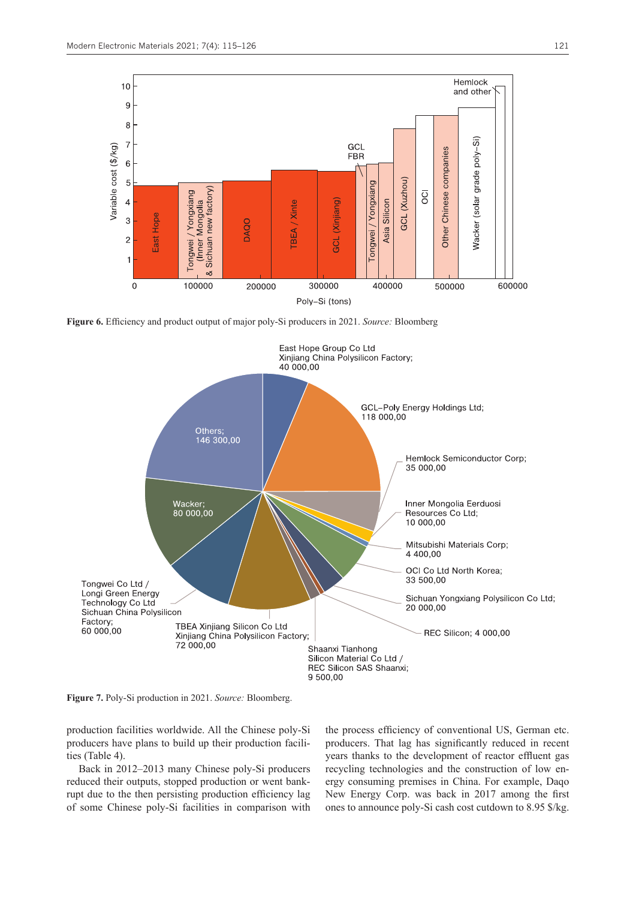Figure 6. Efficiency and product output of major poly-Si producers in 2021. *Source:* Bloomberg

Figure 7. Poly-Si production in 2021. *Source:* Bloomberg.

production facilities worldwide. All the Chinese poly-Si producers have plans to build up their production facilities (Table 4).

Back in 2012–2013 many Chinese poly-Si producers reduced their outputs, stopped production or went bankrupt due to the then persisting production efficiency lag of some Chinese poly-Si facilities in comparison with the process efficiency of conventional US, German etc. producers. That lag has significantly reduced in recent years thanks to the development of reactor effluent gas recycling technologies and the construction of low energy consuming premises in China. For example, Daqo New Energy Corp. was back in 2017 among the first ones to announce poly-Si cash cost cutdown to 8.95 $/kg.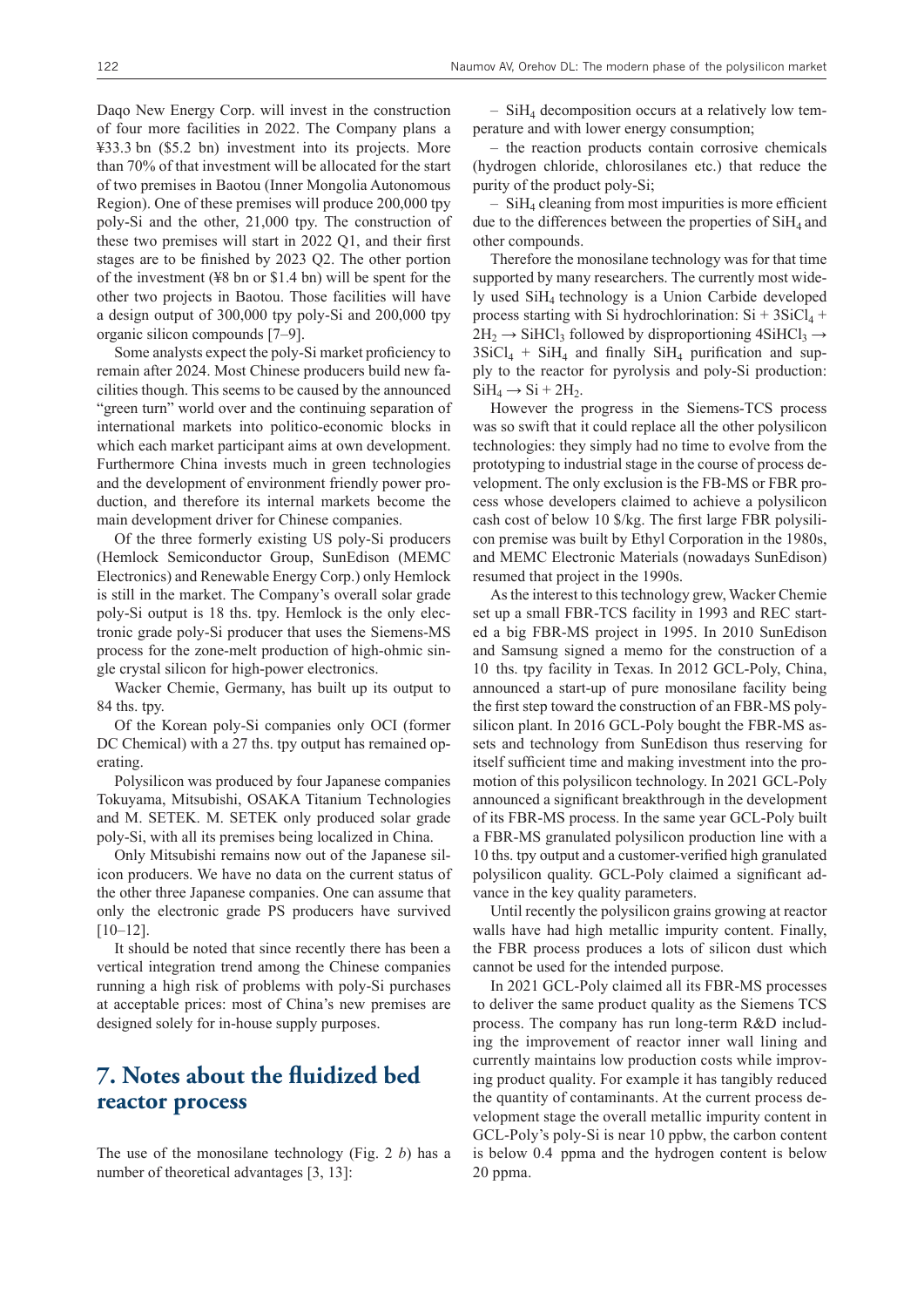Daqo New Energy Corp. will invest in the construction of four more facilities in 2022. The Company plans a ¥33.3 bn ($5.2 bn) investment into its projects. More than 70% of that investment will be allocated for the start of two premises in Baotou (Inner Mongolia Autonomous Region). One of these premises will produce 200,000 tpy poly-Si and the other, 21,000 tpy. The construction of these two premises will start in 2022 Q1, and their first stages are to be finished by 2023 Q2. The other portion of the investment (¥8 bn or $1.4 bn) will be spent for the other two projects in Baotou. Those facilities will have a design output of 300,000 tpy poly-Si and 200,000 tpy organic silicon compounds [7–9].

Some analysts expect the poly-Si market proficiency to remain after 2024. Most Chinese producers build new facilities though. This seems to be caused by the announced "green turn" world over and the continuing separation of international markets into politico-economic blocks in which each market participant aims at own development. Furthermore China invests much in green technologies and the development of environment friendly power production, and therefore its internal markets become the main development driver for Chinese companies.

Of the three formerly existing US poly-Si producers (Hemlock Semiconductor Group, SunEdison (MEMC Electronics) and Renewable Energy Corp.) only Hemlock is still in the market. The Company's overall solar grade poly-Si output is 18 ths. tpy. Hemlock is the only electronic grade poly-Si producer that uses the Siemens-MS process for the zone-melt production of high-ohmic single crystal silicon for high-power electronics.

Wacker Chemie, Germany, has built up its output to 84 ths. tpy.

Of the Korean poly-Si companies only OCI (former DC Chemical) with a 27 ths. tpy output has remained operating.

Polysilicon was produced by four Japanese companies Tokuyama, Mitsubishi, OSAKA Titanium Technologies and M. SETEK. M. SETEK only produced solar grade poly-Si, with all its premises being localized in China.

Only Mitsubishi remains now out of the Japanese silicon producers. We have no data on the current status of the other three Japanese companies. One can assume that only the electronic grade PS producers have survived [10–12].

It should be noted that since recently there has been a vertical integration trend among the Chinese companies running a high risk of problems with poly-Si purchases at acceptable prices: most of China's new premises are designed solely for in-house supply purposes.

## 7. Notes about the fluidized bed reactor process

The use of the monosilane technology (Fig. 2 *b*) has a number of theoretical advantages [3, 13]:

– $SiH_4$ decomposition occurs at a relatively low temperature and with lower energy consumption;

– the reaction products contain corrosive chemicals (hydrogen chloride, chlorosilanes etc.) that reduce the purity of the product poly-Si;

– $SiH_4$ cleaning from most impurities is more efficient due to the differences between the properties of $SiH_4$ and other compounds.

Therefore the monosilane technology was for that time supported by many researchers. The currently most widely used $SiH_4$ technology is a Union Carbide developed process starting with Si hydrochlorination: $Si + 3SiCl_4 + 2H_2 \rightarrow SiHCl_3$ followed by disproportioning $4SiHCl_3 \rightarrow 3SiCl_4 + SiH_4$ and finally $SiH_4$ purification and supply to the reactor for pyrolysis and poly-Si production: $SiH_4 \rightarrow Si + 2H_2$.

However the progress in the Siemens-TCS process was so swift that it could replace all the other polysilicon technologies: they simply had no time to evolve from the prototyping to industrial stage in the course of process development. The only exclusion is the FB-MS or FBR process whose developers claimed to achieve a polysilicon cash cost of below 10 $/kg. The first large FBR polysilicon premise was built by Ethyl Corporation in the 1980s, and MEMC Electronic Materials (nowadays SunEdison) resumed that project in the 1990s.

As the interest to this technology grew, Wacker Chemie set up a small FBR-TCS facility in 1993 and REC started a big FBR-MS project in 1995. In 2010 SunEdison and Samsung signed a memo for the construction of a 10 ths. tpy facility in Texas. In 2012 GCL-Poly, China, announced a start-up of pure monosilane facility being the first step toward the construction of an FBR-MS polysilicon plant. In 2016 GCL-Poly bought the FBR-MS assets and technology from SunEdison thus reserving for itself sufficient time and making investment into the promotion of this polysilicon technology. In 2021 GCL-Poly announced a significant breakthrough in the development of its FBR-MS process. In the same year GCL-Poly built a FBR-MS granulated polysilicon production line with a 10 ths. tpy output and a customer-verified high granulated polysilicon quality. GCL-Poly claimed a significant advance in the key quality parameters.

Until recently the polysilicon grains growing at reactor walls have had high metallic impurity content. Finally, the FBR process produces a lots of silicon dust which cannot be used for the intended purpose.

In 2021 GCL-Poly claimed all its FBR-MS processes to deliver the same product quality as the Siemens TCS process. The company has run long-term R&D including the improvement of reactor inner wall lining and currently maintains low production costs while improving product quality. For example it has tangibly reduced the quantity of contaminants. At the current process development stage the overall metallic impurity content in GCL-Poly's poly-Si is near 10 ppbw, the carbon content is below 0.4 ppma and the hydrogen content is below 20 ppma.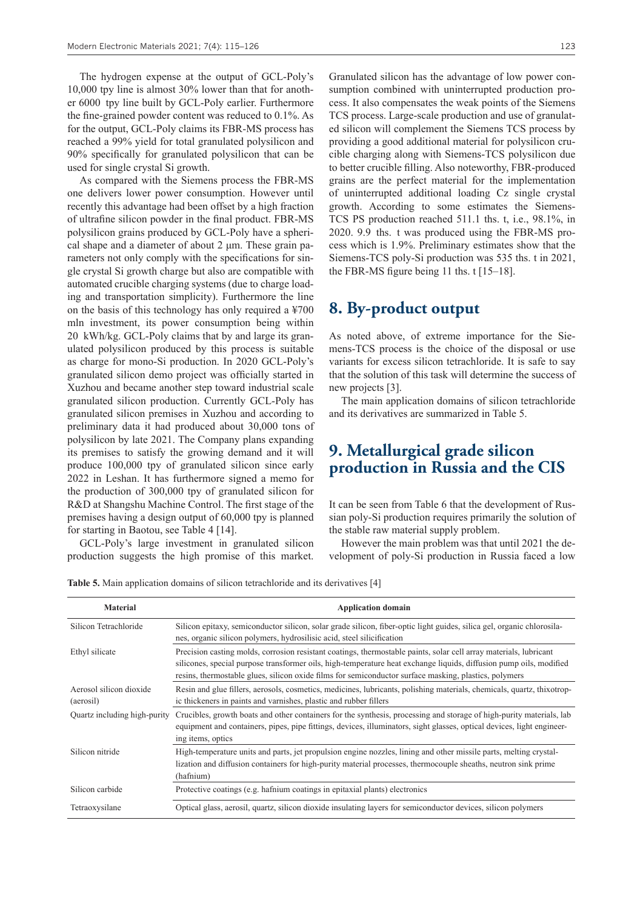The hydrogen expense at the output of GCL-Poly's 10,000 tpy line is almost 30% lower than that for another 6000 tpy line built by GCL-Poly earlier. Furthermore the fine-grained powder content was reduced to 0.1%. As for the output, GCL-Poly claims its FBR-MS process has reached a 99% yield for total granulated polysilicon and 90% specifically for granulated polysilicon that can be used for single crystal Si growth.

As compared with the Siemens process the FBR-MS one delivers lower power consumption. However until recently this advantage had been offset by a high fraction of ultrafine silicon powder in the final product. FBR-MS polysilicon grains produced by GCL-Poly have a spherical shape and a diameter of about 2 μm. These grain parameters not only comply with the specifications for single crystal Si growth charge but also are compatible with automated crucible charging systems (due to charge loading and transportation simplicity). Furthermore the line on the basis of this technology has only required a ¥700 mln investment, its power consumption being within 20 kWh/kg. GCL-Poly claims that by and large its granulated polysilicon produced by this process is suitable as charge for mono-Si production. In 2020 GCL-Poly's granulated silicon demo project was officially started in Xuzhou and became another step toward industrial scale granulated silicon production. Currently GCL-Poly has granulated silicon premises in Xuzhou and according to preliminary data it had produced about 30,000 tons of polysilicon by late 2021. The Company plans expanding its premises to satisfy the growing demand and it will produce 100,000 tpy of granulated silicon since early 2022 in Leshan. It has furthermore signed a memo for the production of 300,000 tpy of granulated silicon for R&D at Shangshu Machine Control. The first stage of the premises having a design output of 60,000 tpy is planned for starting in Baotou, see Table 4 [14].

GCL-Poly's large investment in granulated silicon production suggests the high promise of this market. Granulated silicon has the advantage of low power consumption combined with uninterrupted production process. It also compensates the weak points of the Siemens TCS process. Large-scale production and use of granulated silicon will complement the Siemens TCS process by providing a good additional material for polysilicon crucible charging along with Siemens-TCS polysilicon due to better crucible filling. Also noteworthy, FBR-produced grains are the perfect material for the implementation of uninterrupted additional loading Cz single crystal growth. According to some estimates the Siemens-TCS PS production reached 511.1 ths. t, i.e., 98.1%, in 2020. 9.9 ths. t was produced using the FBR-MS process which is 1.9%. Preliminary estimates show that the Siemens-TCS poly-Si production was 535 ths. t in 2021, the FBR-MS figure being 11 ths. t [15–18].

## 8. By-product output

As noted above, of extreme importance for the Siemens-TCS process is the choice of the disposal or use variants for excess silicon tetrachloride. It is safe to say that the solution of this task will determine the success of new projects [3].

The main application domains of silicon tetrachloride and its derivatives are summarized in Table 5.

## 9. Metallurgical grade silicon production in Russia and the CIS

It can be seen from Table 6 that the development of Russian poly-Si production requires primarily the solution of the stable raw material supply problem.

However the main problem was that until 2021 the development of poly-Si production in Russia faced a low

**Table 5.** Main application domains of silicon tetrachloride and its derivatives [4]

| Material | Application domain |
|---|---|
| Silicon Tetrachloride | Silicon epitaxy, semiconductor silicon, solar grade silicon, fiber-optic light guides, silica gel, organic chlorosilanes, organic silicon polymers, hydrosilisic acid, steel silicification |
| Ethyl silicate | Precision casting molds, corrosion resistant coatings, thermostable paints, solar cell array materials, lubricant silicones, special purpose transformer oils, high-temperature heat exchange liquids, diffusion pump oils, modified resins, thermostable glues, silicon oxide films for semiconductor surface masking, plastics, polymers |
| Aerosol silicon dioxide (aerosil) | Resin and glue fillers, aerosols, cosmetics, medicines, lubricants, polishing materials, chemicals, quartz, thixotropic thickeners in paints and varnishes, plastic and rubber fillers |
| Quartz including high-purity | Crucibles, growth boats and other containers for the synthesis, processing and storage of high-purity materials, lab equipment and containers, pipes, pipe fittings, devices, illuminators, sight glasses, optical devices, light engineering items, optics |
| Silicon nitride | High-temperature units and parts, jet propulsion engine nozzles, lining and other missile parts, melting crystallization and diffusion containers for high-purity material processes, thermocouple sheaths, neutron sink prime (hafnium) |
| Silicon carbide | Protective coatings (e.g. hafnium coatings in epitaxial plants) electronics |
| Tetraoxysilane | Optical glass, aerosil, quartz, silicon dioxide insulating layers for semiconductor devices, silicon polymers |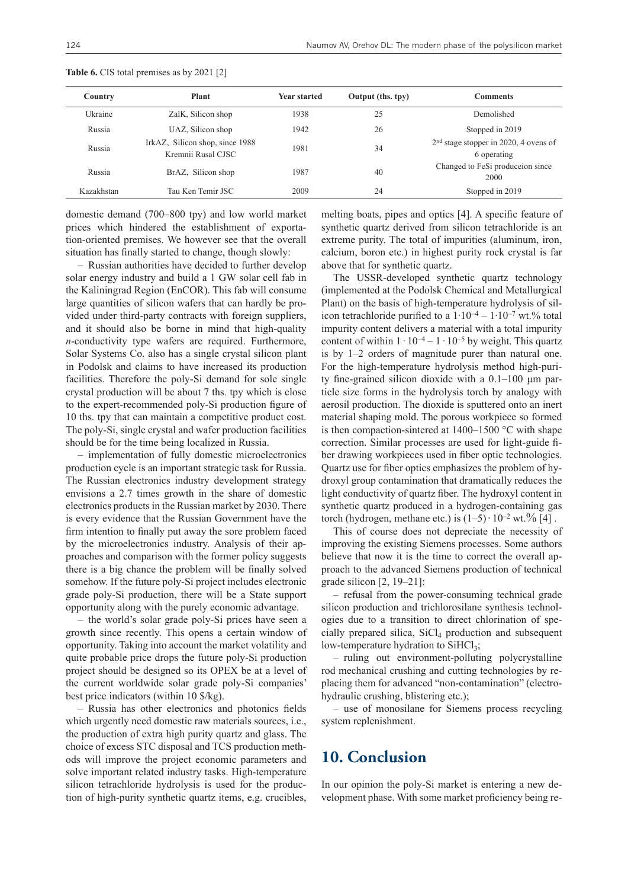**Table 6.** CIS total premises as by 2021 [2]

| Country | Plant | Year started | Output (ths. tpy) | Comments |
|---|---|---|---|---|
| Ukraine | ZalK, Silicon shop | 1938 | 25 | Demolished |
| Russia | UAZ, Silicon shop | 1942 | 26 | Stopped in 2019 |
| Russia | IrkAZ, Silicon shop, since 1988 Kremnii Rusal CJSC | 1981 | 34 | 2nd stage stopper in 2020, 4 ovens of 6 operating |
| Russia | BrAZ, Silicon shop | 1987 | 40 | Changed to FeSi produceion since 2000 |
| Kazakhstan | Tau Ken Temir JSC | 2009 | 24 | Stopped in 2019 |

domestic demand (700–800 tpy) and low world market prices which hindered the establishment of exportation-oriented premises. We however see that the overall situation has finally started to change, though slowly:

– Russian authorities have decided to further develop solar energy industry and build a 1 GW solar cell fab in the Kaliningrad Region (EnCOR). This fab will consume large quantities of silicon wafers that can hardly be provided under third-party contracts with foreign suppliers, and it should also be borne in mind that high-quality *n*-conductivity type wafers are required. Furthermore, Solar Systems Co. also has a single crystal silicon plant in Podolsk and claims to have increased its production facilities. Therefore the poly-Si demand for sole single crystal production will be about 7 ths. tpy which is close to the expert-recommended poly-Si production figure of 10 ths. tpy that can maintain a competitive product cost. The poly-Si, single crystal and wafer production facilities should be for the time being localized in Russia.

– implementation of fully domestic microelectronics production cycle is an important strategic task for Russia. The Russian electronics industry development strategy envisions a 2.7 times growth in the share of domestic electronics products in the Russian market by 2030. There is every evidence that the Russian Government have the firm intention to finally put away the sore problem faced by the microelectronics industry. Analysis of their approaches and comparison with the former policy suggests there is a big chance the problem will be finally solved somehow. If the future poly-Si project includes electronic grade poly-Si production, there will be a State support opportunity along with the purely economic advantage.

– the world's solar grade poly-Si prices have seen a growth since recently. This opens a certain window of opportunity. Taking into account the market volatility and quite probable price drops the future poly-Si production project should be designed so its OPEX be at a level of the current worldwide solar grade poly-Si companies' best price indicators (within 10 \$/kg).

– Russia has other electronics and photonics fields which urgently need domestic raw materials sources, i.e., the production of extra high purity quartz and glass. The choice of excess STC disposal and TCS production methods will improve the project economic parameters and solve important related industry tasks. High-temperature silicon tetrachloride hydrolysis is used for the production of high-purity synthetic quartz items, e.g. crucibles, melting boats, pipes and optics [4]. A specific feature of synthetic quartz derived from silicon tetrachloride is an extreme purity. The total of impurities (aluminum, iron, calcium, boron etc.) in highest purity rock crystal is far above that for synthetic quartz.

The USSR-developed synthetic quartz technology (implemented at the Podolsk Chemical and Metallurgical Plant) on the basis of high-temperature hydrolysis of silicon tetrachloride purified to a $1{\cdot}10^{-4} – 1{\cdot}10^{-7}$ wt.% total impurity content delivers a material with a total impurity content of within $1 \cdot 10^{-4} – 1 \cdot 10^{-5}$ by weight. This quartz is by 1–2 orders of magnitude purer than natural one. For the high-temperature hydrolysis method high-purity fine-grained silicon dioxide with a 0.1–100 μm particle size forms in the hydrolysis torch by analogy with aerosil production. The dioxide is sputtered onto an inert material shaping mold. The porous workpiece so formed is then compaction-sintered at 1400–1500 °C with shape correction. Similar processes are used for light-guide fiber drawing workpieces used in fiber optic technologies. Quartz use for fiber optics emphasizes the problem of hydroxyl group contamination that dramatically reduces the light conductivity of quartz fiber. The hydroxyl content in synthetic quartz produced in a hydrogen-containing gas torch (hydrogen, methane etc.) is $(1–5) \cdot 10^{-2}$ wt.% [4].

This of course does not depreciate the necessity of improving the existing Siemens processes. Some authors believe that now it is the time to correct the overall approach to the advanced Siemens production of technical grade silicon [2, 19–21]:

– refusal from the power-consuming technical grade silicon production and trichlorosilane synthesis technologies due to a transition to direct chlorination of specially prepared silica, $SiCl_4$ production and subsequent low-temperature hydration to $SiHCl_3$;

– ruling out environment-polluting polycrystalline rod mechanical crushing and cutting technologies by replacing them for advanced "non-contamination" (electrohydraulic crushing, blistering etc.);

– use of monosilane for Siemens process recycling system replenishment.

# 10. Conclusion

In our opinion the poly-Si market is entering a new development phase. With some market proficiency being re-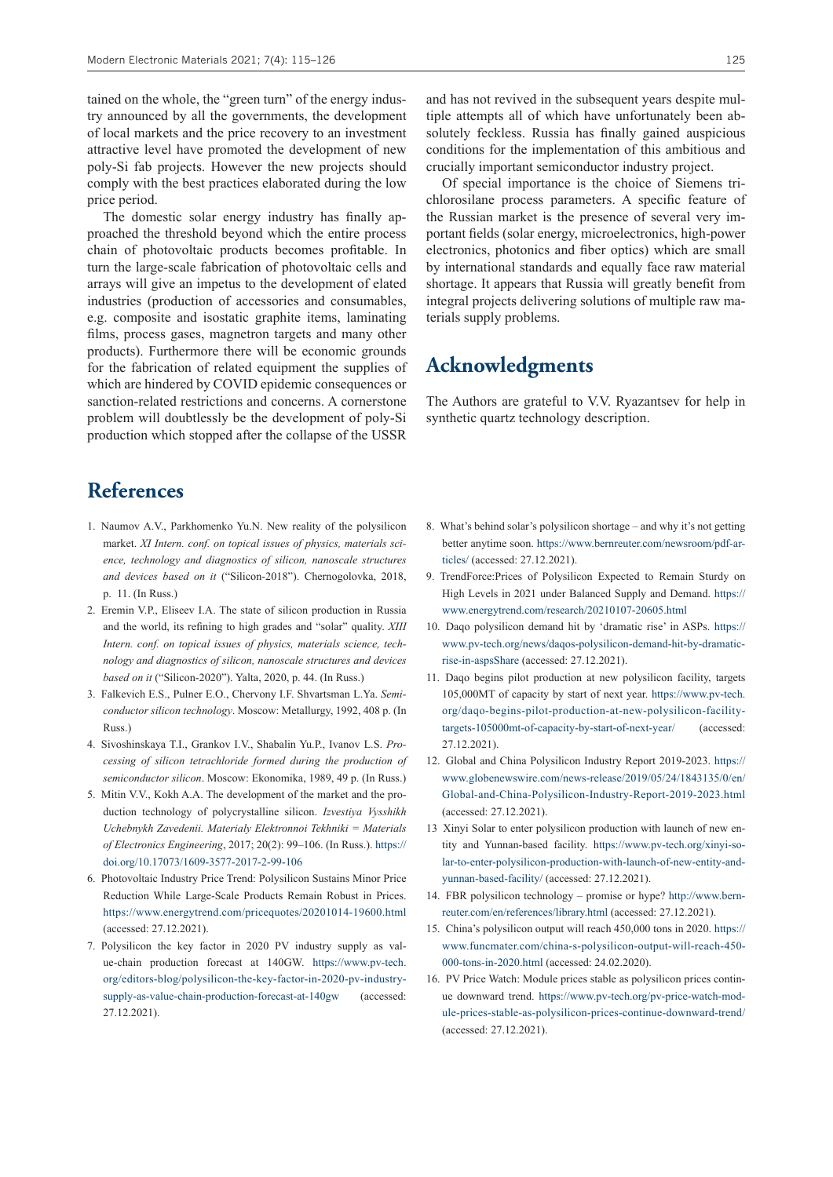tained on the whole, the "green turn" of the energy industry announced by all the governments, the development of local markets and the price recovery to an investment attractive level have promoted the development of new poly-Si fab projects. However the new projects should comply with the best practices elaborated during the low price period.

The domestic solar energy industry has finally approached the threshold beyond which the entire process chain of photovoltaic products becomes profitable. In turn the large-scale fabrication of photovoltaic cells and arrays will give an impetus to the development of elated industries (production of accessories and consumables, e.g. composite and isostatic graphite items, laminating films, process gases, magnetron targets and many other products). Furthermore there will be economic grounds for the fabrication of related equipment the supplies of which are hindered by COVID epidemic consequences or sanction-related restrictions and concerns. A cornerstone problem will doubtlessly be the development of poly-Si production which stopped after the collapse of the USSR and has not revived in the subsequent years despite multiple attempts all of which have unfortunately been absolutely feckless. Russia has finally gained auspicious conditions for the implementation of this ambitious and crucially important semiconductor industry project.

Of special importance is the choice of Siemens trichlorosilane process parameters. A specific feature of the Russian market is the presence of several very important fields (solar energy, microelectronics, high-power electronics, photonics and fiber optics) which are small by international standards and equally face raw material shortage. It appears that Russia will greatly benefit from integral projects delivering solutions of multiple raw materials supply problems.

## Acknowledgments

The Authors are grateful to V.V. Ryazantsev for help in synthetic quartz technology description.

## References

1. Naumov A.V., Parkhomenko Yu.N. New reality of the polysilicon market. *XI Intern. conf. on topical issues of physics, materials science, technology and diagnostics of silicon, nanoscale structures and devices based on it* ("Silicon-2018"). Chernogolovka, 2018, p. 11. (In Russ.)
2. Eremin V.P., Eliseev I.A. The state of silicon production in Russia and the world, its refining to high grades and "solar" quality. *XIII Intern. conf. on topical issues of physics, materials science, technology and diagnostics of silicon, nanoscale structures and devices based on it* ("Silicon-2020"). Yalta, 2020, p. 44. (In Russ.)
3. Falkevich E.S., Pulner E.O., Chervony I.F. Shvartsman L.Ya. *Semiconductor silicon technology*. Moscow: Metallurgy, 1992, 408 p. (In Russ.)
4. Sivoshinskaya T.I., Grankov I.V., Shabalin Yu.P., Ivanov L.S. *Processing of silicon tetrachloride formed during the production of semiconductor silicon*. Moscow: Ekonomika, 1989, 49 p. (In Russ.)
5. Mitin V.V., Kokh A.A. The development of the market and the production technology of polycrystalline silicon. *Izvestiya Vysshikh Uchebnykh Zavedenii. Materialy Elektronnoi Tekhniki = Materials of Electronics Engineering*, 2017; 20(2): 99–106. (In Russ.). https://doi.org/10.17073/1609-3577-2017-2-99-106
6. Photovoltaic Industry Price Trend: Polysilicon Sustains Minor Price Reduction While Large-Scale Products Remain Robust in Prices. https://www.energytrend.com/pricequotes/20201014-19600.html (accessed: 27.12.2021).
7. Polysilicon the key factor in 2020 PV industry supply as value-chain production forecast at 140GW. https://www.pv-tech.org/editors-blog/polysilicon-the-key-factor-in-2020-pv-industry-supply-as-value-chain-production-forecast-at-140gw (accessed: 27.12.2021).
8. What's behind solar's polysilicon shortage – and why it's not getting better anytime soon. https://www.bernreuter.com/newsroom/pdf-articles/ (accessed: 27.12.2021).
9. TrendForce:Prices of Polysilicon Expected to Remain Sturdy on High Levels in 2021 under Balanced Supply and Demand. https://www.energytrend.com/research/20210107-20605.html
10. Daqo polysilicon demand hit by 'dramatic rise' in ASPs. https://www.pv-tech.org/news/daqos-polysilicon-demand-hit-by-dramatic-rise-in-aspsShare (accessed: 27.12.2021).
11. Daqo begins pilot production at new polysilicon facility, targets 105,000MT of capacity by start of next year. https://www.pv-tech.org/daqo-begins-pilot-production-at-new-polysilicon-facility-targets-105000mt-of-capacity-by-start-of-next-year/ (accessed: 27.12.2021).
12. Global and China Polysilicon Industry Report 2019-2023. https://www.globenewswire.com/news-release/2019/05/24/1843135/0/en/Global-and-China-Polysilicon-Industry-Report-2019-2023.html (accessed: 27.12.2021).
13. Xinyi Solar to enter polysilicon production with launch of new entity and Yunnan-based facility. https://www.pv-tech.org/xinyi-solar-to-enter-polysilicon-production-with-launch-of-new-entity-and-yunnan-based-facility/ (accessed: 27.12.2021).
14. FBR polysilicon technology – promise or hype? http://www.bernreuter.com/en/references/library.html (accessed: 27.12.2021).
15. China's polysilicon output will reach 450,000 tons in 2020. https://www.funcmater.com/china-s-polysilicon-output-will-reach-450-000-tons-in-2020.html (accessed: 24.02.2020).
16. PV Price Watch: Module prices stable as polysilicon prices continue downward trend. https://www.pv-tech.org/pv-price-watch-module-prices-stable-as-polysilicon-prices-continue-downward-trend/ (accessed: 27.12.2021).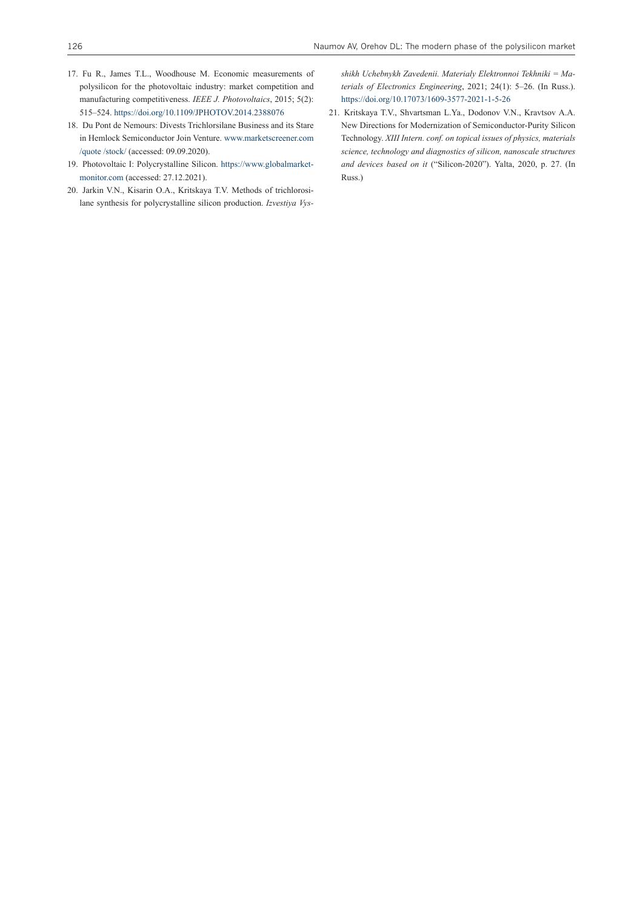17. Fu R., James T.L., Woodhouse M. Economic measurements of polysilicon for the photovoltaic industry: market competition and manufacturing competitiveness. *IEEE J. Photovoltaics*, 2015; 5(2): 515–524. https://doi.org/10.1109/JPHOTOV.2014.2388076
18. Du Pont de Nemours: Divests Trichlorsilane Business and its Stare in Hemlock Semiconductor Join Venture. www.marketscreener.com /quote /stock/ (accessed: 09.09.2020).
19. Photovoltaic I: Polycrystalline Silicon. https://www.globalmarket-monitor.com (accessed: 27.12.2021).
20. Jarkin V.N., Kisarin O.A., Kritskaya T.V. Methods of trichlorosilane synthesis for polycrystalline silicon production. *Izvestiya Vysshikh Uchebnykh Zavedenii. Materialy Elektronnoi Tekhniki = Materials of Electronics Engineering*, 2021; 24(1): 5–26. (In Russ.). https://doi.org/10.17073/1609-3577-2021-1-5-26
21. Kritskaya T.V., Shvartsman L.Ya., Dodonov V.N., Kravtsov A.A. New Directions for Modernization of Semiconductor-Purity Silicon Technology. *XIII Intern. conf. on topical issues of physics, materials science, technology and diagnostics of silicon, nanoscale structures and devices based on it* ("Silicon-2020"). Yalta, 2020, p. 27. (In Russ.)